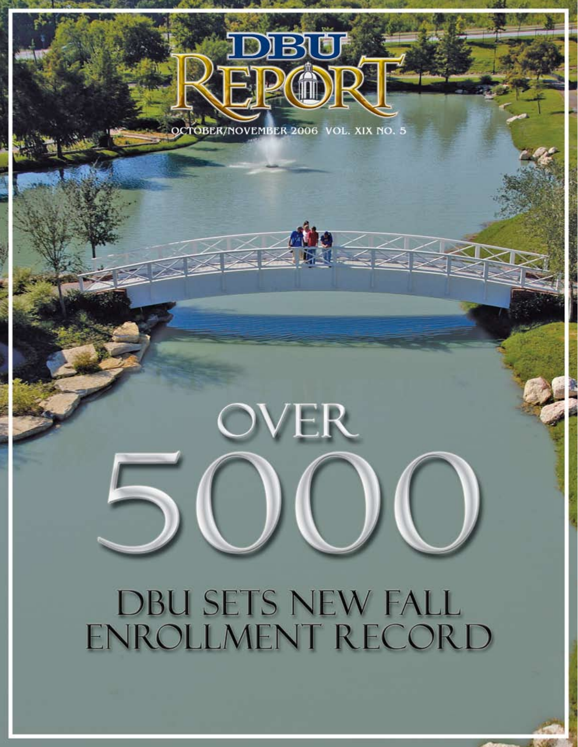# DBU REPORT

OCTOBER/NOVEMBER 2006 VOL. XIX NO. 5

# OVER 5000

## DBU SETS NEW FALL ENROLLMENT RECORD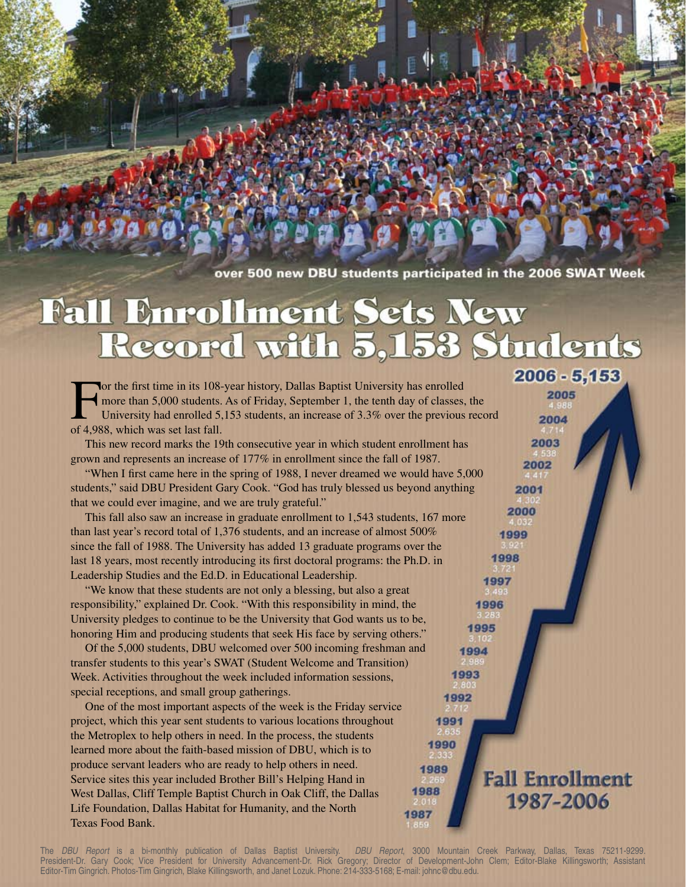over 500 new DBU students participated in the 2006 SWAT Week

# Fall Enrollment Sets New Record with 5,153 Students

For the first time in its 108-year history, Dallas Baptist University has enrolled more than 5,000 students. As of Friday, September 1, the tenth day of classes, the University had enrolled 5,153 students, an increase of 3.3% over the previous record of 4,988, which was set last fall.

This new record marks the 19th consecutive year in which student enrollment has grown and represents an increase of 177% in enrollment since the fall of 1987.

"When I first came here in the spring of 1988, I never dreamed we would have 5,000 students," said DBU President Gary Cook. "God has truly blessed us beyond anything that we could ever imagine, and we are truly grateful."

This fall also saw an increase in graduate enrollment to 1,543 students, 167 more than last year's record total of 1,376 students, and an increase of almost 500% since the fall of 1988. The University has added 13 graduate programs over the last 18 years, most recently introducing its first doctoral programs: the Ph.D. in Leadership Studies and the Ed.D. in Educational Leadership.

"We know that these students are not only a blessing, but also a great responsibility," explained Dr. Cook. "With this responsibility in mind, the University pledges to continue to be the University that God wants us to be, honoring Him and producing students that seek His face by serving others."

Of the 5,000 students, DBU welcomed over 500 incoming freshman and transfer students to this year's SWAT (Student Welcome and Transition) Week. Activities throughout the week included information sessions, special receptions, and small group gatherings.

One of the most important aspects of the week is the Friday service project, which this year sent students to various locations throughout the Metroplex to help others in need. In the process, the students learned more about the faith-based mission of DBU, which is to produce servant leaders who are ready to help others in need. Service sites this year included Brother Bill's Helping Hand in West Dallas, Cliff Temple Baptist Church in Oak Cliff, the Dallas Life Foundation, Dallas Habitat for Humanity, and the North Texas Food Bank.

Fall Enrollment 1987-2006

2006 - 5,153
2005 4,988
2004 4,714
2003 4,538
2002 4,417
2001 4,302
2000 4,032
1999 3,921
1998 3,721
1997 3,493
1996 3,283
1995 3,102
1994 2,989
1993 2,803
1992 2,712
1991 2,635
1990 2,333
1989 2,269
1988 2,018
1987 1,859

The *DBU Report* is a bi-monthly publication of Dallas Baptist University. *DBU Report*, 3000 Mountain Creek Parkway, Dallas, Texas 75211-9299. President-Dr. Gary Cook; Vice President for University Advancement-Dr. Rick Gregory; Director of Development-John Clem; Editor-Blake Killingsworth; Assistant Editor-Tim Gingrich. Photos-Tim Gingrich, Blake Killingsworth, and Janet Lozuk. Phone: 214-333-5168; E-mail: johnc@dbu.edu.